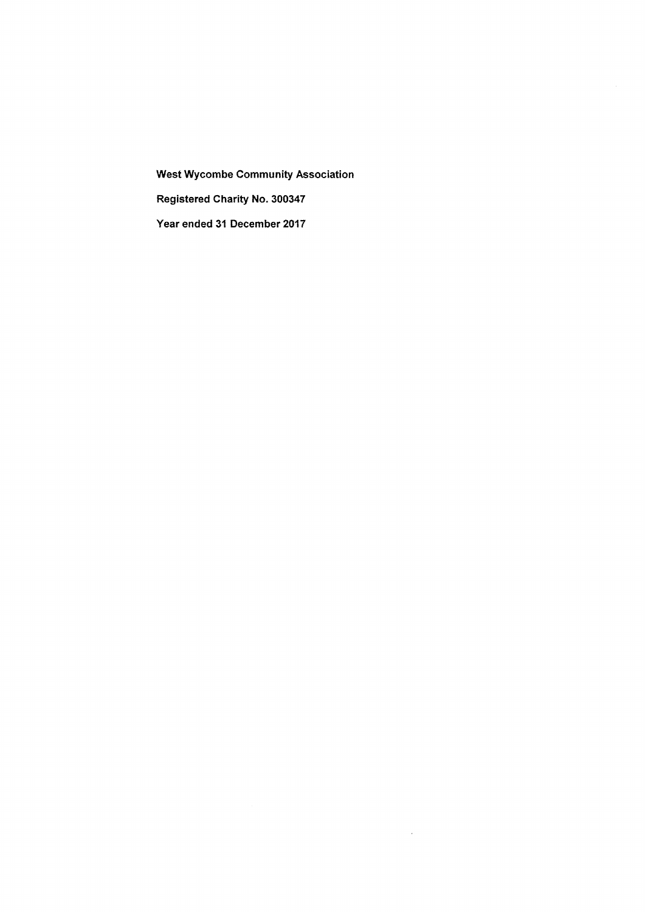**West Wycombe Community Association**

**Registered Charity No. 300347**

**Year ended 31 December 2017**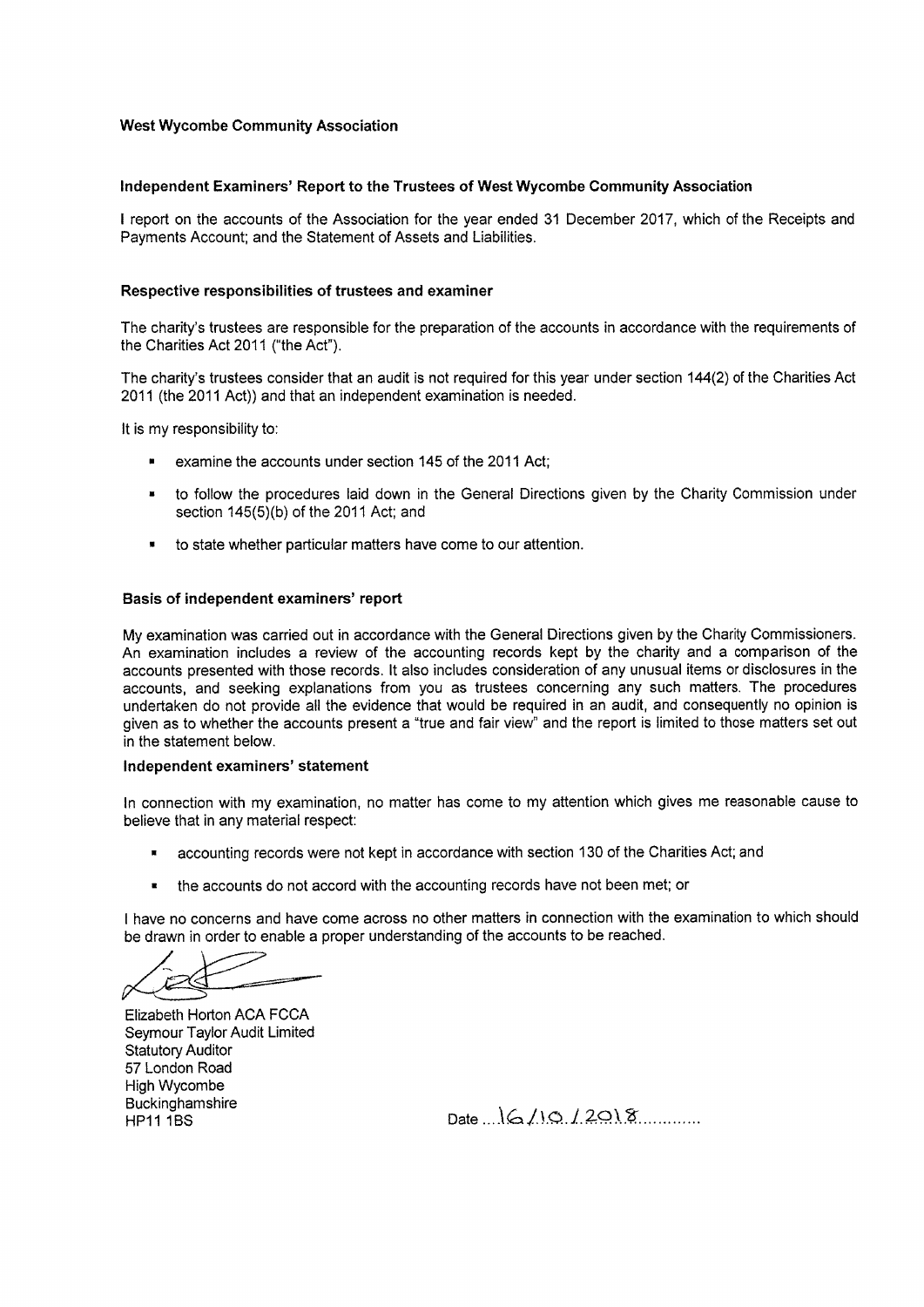**West Wycombe Community Association**

**Independent Examiners' Report to the Trustees of West Wycombe Community Association**

I report on the accounts of the Association for the year ended 31 December 2017, which of the Receipts and Payments Account; and the Statement of Assets and Liabilities.

**Respective responsibilities of trustees and examiner**

The charity's trustees are responsible for the preparation of the accounts in accordance with the requirements of the Charities Act 2011 ("the Act").

The charity's trustees consider that an audit is not required for this year under section 144(2) of the Charities Act 2011 (the 2011 Act)) and that an independent examination is needed.

It is my responsibility to:

- examine the accounts under section 145 of the 2011 Act;
- to follow the procedures laid down in the General Directions given by the Charity Commission under section 145(5)(b) of the 2011 Act; and
- to state whether particular matters have come to our attention.

**Basis of independent examiners' report**

My examination was carried out in accordance with the General Directions given by the Charity Commissioners. An examination includes a review of the accounting records kept by the charity and a comparison of the accounts presented with those records. It also includes consideration of any unusual items or disclosures in the accounts, and seeking explanations from you as trustees concerning any such matters. The procedures undertaken do not provide all the evidence that would be required in an audit, and consequently no opinion is given as to whether the accounts present a "true and fair view" and the report is limited to those matters set out in the statement below.

**Independent examiners' statement**

In connection with my examination, no matter has come to my attention which gives me reasonable cause to believe that in any material respect:

- accounting records were not kept in accordance with section 130 of the Charities Act; and
- the accounts do not accord with the accounting records have not been met; or

I have no concerns and have come across no other matters in connection with the examination to which should be drawn in order to enable a proper understanding of the accounts to be reached.

Elizabeth Horton ACA FCCA
Seymour Taylor Audit Limited
Statutory Auditor
57 London Road
High Wycombe
Buckinghamshire
HP11 1BS

Date 16/10/2018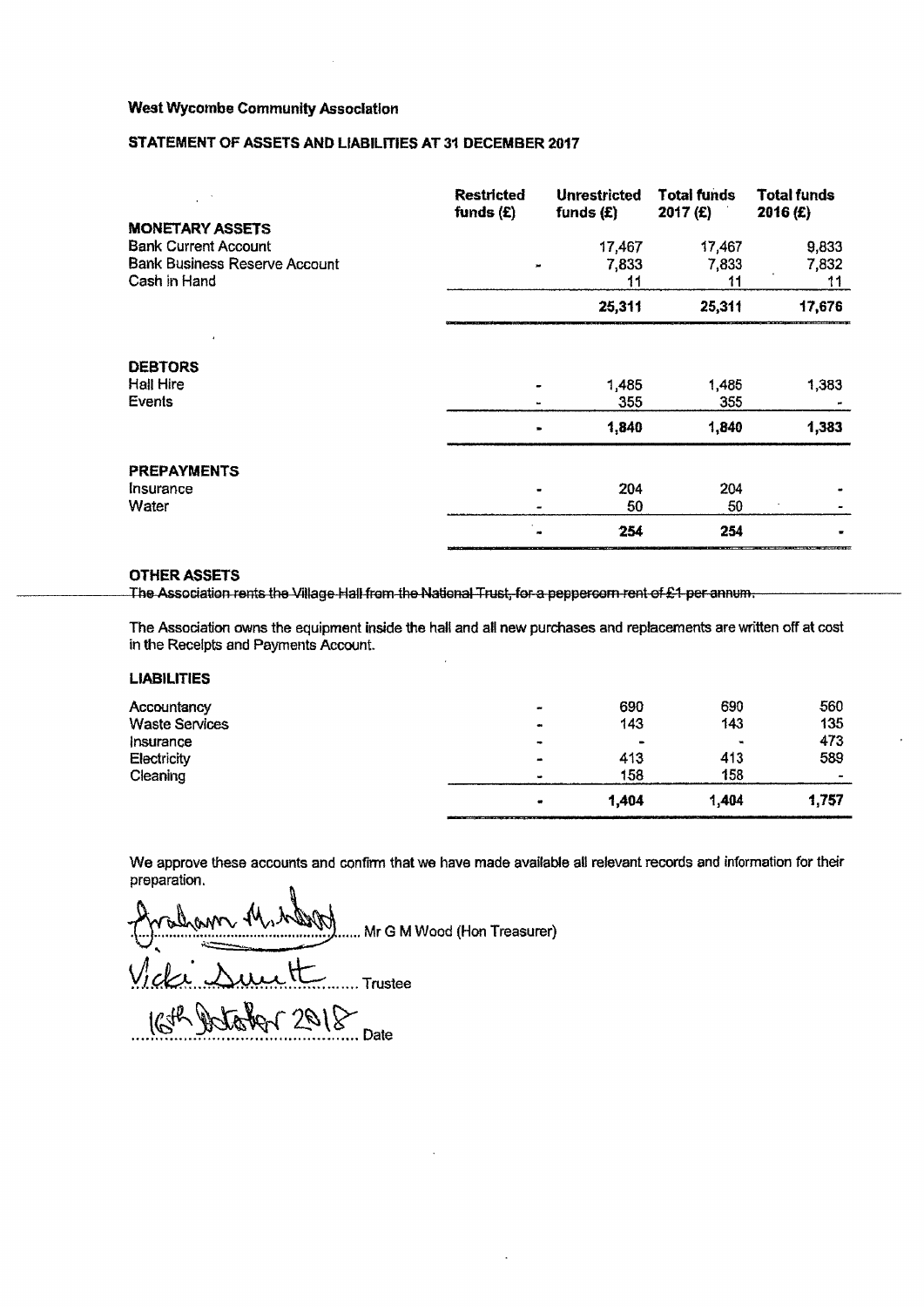**West Wycombe Community Association**

**STATEMENT OF ASSETS AND LIABILITIES AT 31 DECEMBER 2017**

| | Restricted funds (£) | Unrestricted funds (£) | Total funds 2017 (£) | Total funds 2016 (£) |
|---|---|---|---|---|
| **MONETARY ASSETS** | | | | |
| Bank Current Account | | 17,467 | 17,467 | 9,833 |
| Bank Business Reserve Account | - | 7,833 | 7,833 | 7,832 |
| Cash in Hand | | 11 | 11 | 11 |
| | | **25,311** | **25,311** | **17,676** |
| **DEBTORS** | | | | |
| Hall Hire | - | 1,485 | 1,485 | 1,383 |
| Events | - | 355 | 355 | - |
| | **-** | **1,840** | **1,840** | **1,383** |
| **PREPAYMENTS** | | | | |
| Insurance | - | 204 | 204 | - |
| Water | - | 50 | 50 | - |
| | **-** | **254** | **254** | **-** |

**OTHER ASSETS**

~~The Association rents the Village Hall from the National Trust, for a peppercorn rent of £1 per annum.~~

The Association owns the equipment inside the hall and all new purchases and replacements are written off at cost in the Receipts and Payments Account.

**LIABILITIES**

| | Restricted funds (£) | Unrestricted funds (£) | Total funds 2017 (£) | Total funds 2016 (£) |
|---|---|---|---|---|
| Accountancy | - | 690 | 690 | 560 |
| Waste Services | - | 143 | 143 | 135 |
| Insurance | - | - | - | 473 |
| Electricity | - | 413 | 413 | 589 |
| Cleaning | - | 158 | 158 | - |
| | **-** | **1,404** | **1,404** | **1,757** |

We approve these accounts and confirm that we have made available all relevant records and information for their preparation.

Graham M Wood ....... Mr G M Wood (Hon Treasurer)

Vicki Smith ....... Trustee

16th October 2018 ....... Date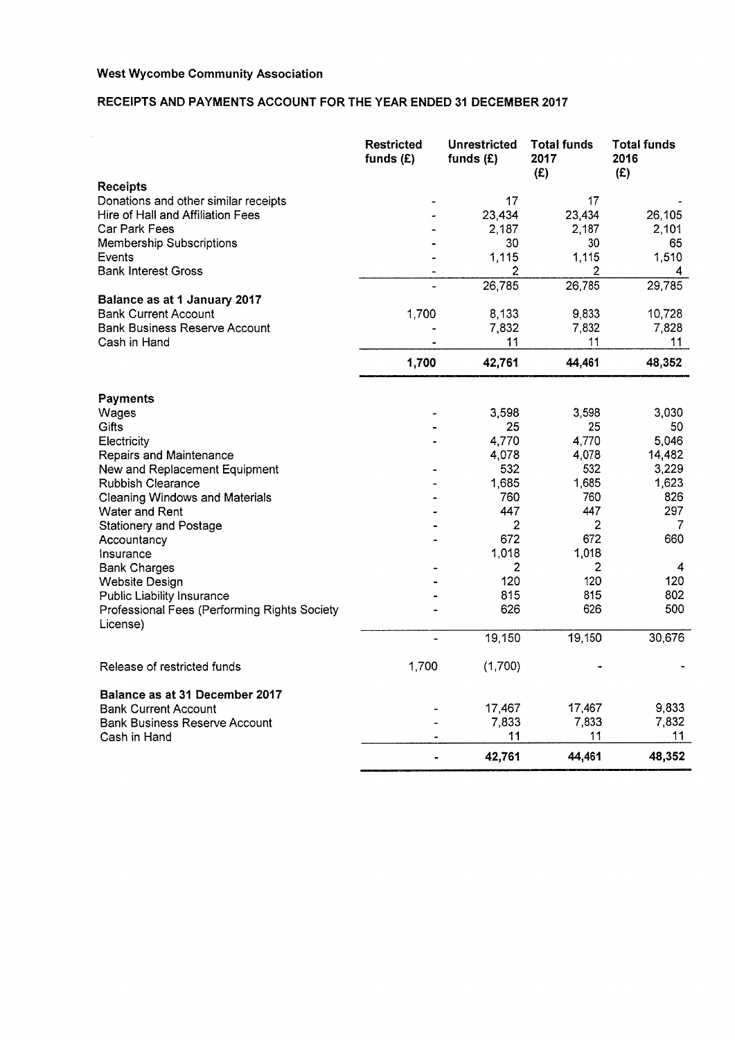**West Wycombe Community Association**

**RECEIPTS AND PAYMENTS ACCOUNT FOR THE YEAR ENDED 31 DECEMBER 2017**

| | Restricted funds (£) | Unrestricted funds (£) | Total funds 2017 (£) | Total funds 2016 (£) |
|---|---|---|---|---|
| **Receipts** | | | | |
| Donations and other similar receipts | - | 17 | 17 | - |
| Hire of Hall and Affiliation Fees | - | 23,434 | 23,434 | 26,105 |
| Car Park Fees | - | 2,187 | 2,187 | 2,101 |
| Membership Subscriptions | - | 30 | 30 | 65 |
| Events | - | 1,115 | 1,115 | 1,510 |
| Bank Interest Gross | - | 2 | 2 | 4 |
| | - | 26,785 | 26,785 | 29,785 |
| **Balance as at 1 January 2017** | | | | |
| Bank Current Account | 1,700 | 8,133 | 9,833 | 10,728 |
| Bank Business Reserve Account | - | 7,832 | 7,832 | 7,828 |
| Cash in Hand | - | 11 | 11 | 11 |
| | **1,700** | **42,761** | **44,461** | **48,352** |
| **Payments** | | | | |
| Wages | - | 3,598 | 3,598 | 3,030 |
| Gifts | - | 25 | 25 | 50 |
| Electricity | - | 4,770 | 4,770 | 5,046 |
| Repairs and Maintenance | | 4,078 | 4,078 | 14,482 |
| New and Replacement Equipment | - | 532 | 532 | 3,229 |
| Rubbish Clearance | - | 1,685 | 1,685 | 1,623 |
| Cleaning Windows and Materials | - | 760 | 760 | 826 |
| Water and Rent | - | 447 | 447 | 297 |
| Stationery and Postage | - | 2 | 2 | 7 |
| Accountancy | - | 672 | 672 | 660 |
| Insurance | | 1,018 | 1,018 | |
| Bank Charges | - | 2 | 2 | 4 |
| Website Design | - | 120 | 120 | 120 |
| Public Liability Insurance | - | 815 | 815 | 802 |
| Professional Fees (Performing Rights Society License) | - | 626 | 626 | 500 |
| | - | 19,150 | 19,150 | 30,676 |
| Release of restricted funds | 1,700 | (1,700) | - | - |
| **Balance as at 31 December 2017** | | | | |
| Bank Current Account | - | 17,467 | 17,467 | 9,833 |
| Bank Business Reserve Account | - | 7,833 | 7,833 | 7,832 |
| Cash in Hand | - | 11 | 11 | 11 |
| | - | **42,761** | **44,461** | **48,352** |